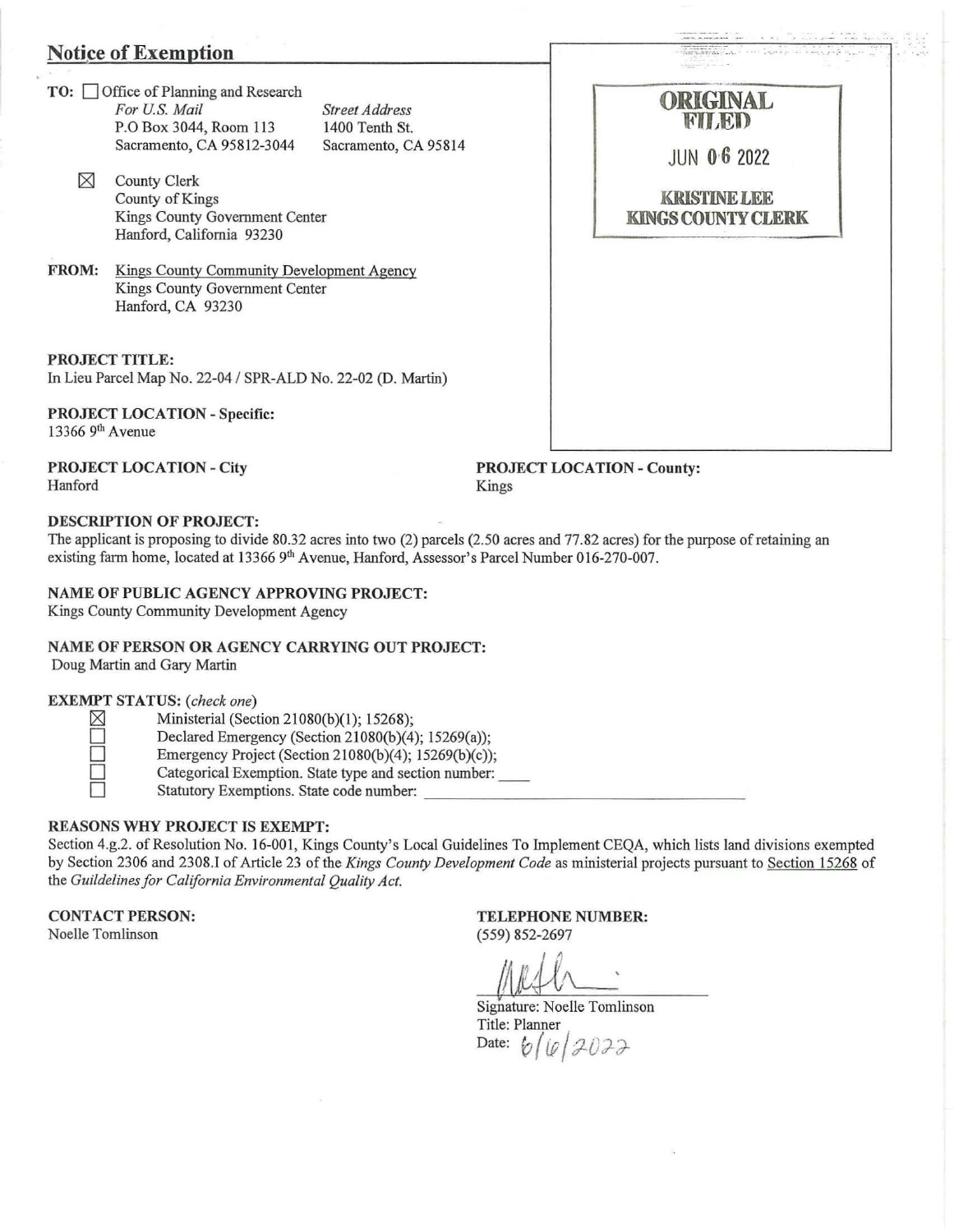## Notice of Exemption

**TO:** ☐ Office of Planning and Research

*For U.S. Mail*
P.O Box 3044, Room 113
Sacramento, CA 95812-3044

*Street Address*
1400 Tenth St.
Sacramento, CA 95814

☒ County Clerk
County of Kings
Kings County Government Center
Hanford, California 93230

**FROM:** Kings County Community Development Agency
Kings County Government Center
Hanford, CA 93230

ORIGINAL FILED
JUN 06 2022
KRISTINE LEE
KINGS COUNTY CLERK

**PROJECT TITLE:**
In Lieu Parcel Map No. 22-04 / SPR-ALD No. 22-02 (D. Martin)

**PROJECT LOCATION - Specific:**
13366 9th Avenue

**PROJECT LOCATION - City**
Hanford

**PROJECT LOCATION - County:**
Kings

**DESCRIPTION OF PROJECT:**
The applicant is proposing to divide 80.32 acres into two (2) parcels (2.50 acres and 77.82 acres) for the purpose of retaining an existing farm home, located at 13366 9th Avenue, Hanford, Assessor's Parcel Number 016-270-007.

**NAME OF PUBLIC AGENCY APPROVING PROJECT:**
Kings County Community Development Agency

**NAME OF PERSON OR AGENCY CARRYING OUT PROJECT:**
Doug Martin and Gary Martin

**EXEMPT STATUS:** *(check one)*

- ☒ Ministerial (Section 21080(b)(1); 15268);
- ☐ Declared Emergency (Section 21080(b)(4); 15269(a));
- ☐ Emergency Project (Section 21080(b)(4); 15269(b)(c));
- ☐ Categorical Exemption. State type and section number: ____
- ☐ Statutory Exemptions. State code number: ____

**REASONS WHY PROJECT IS EXEMPT:**
Section 4.g.2. of Resolution No. 16-001, Kings County's Local Guidelines To Implement CEQA, which lists land divisions exempted by Section 2306 and 2308.I of Article 23 of the *Kings County Development Code* as ministerial projects pursuant to Section 15268 of the *Guildelines for California Environmental Quality Act.*

**CONTACT PERSON:**
Noelle Tomlinson

**TELEPHONE NUMBER:**
(559) 852-2697

Signature: Noelle Tomlinson
Title: Planner
Date: 6/6/2022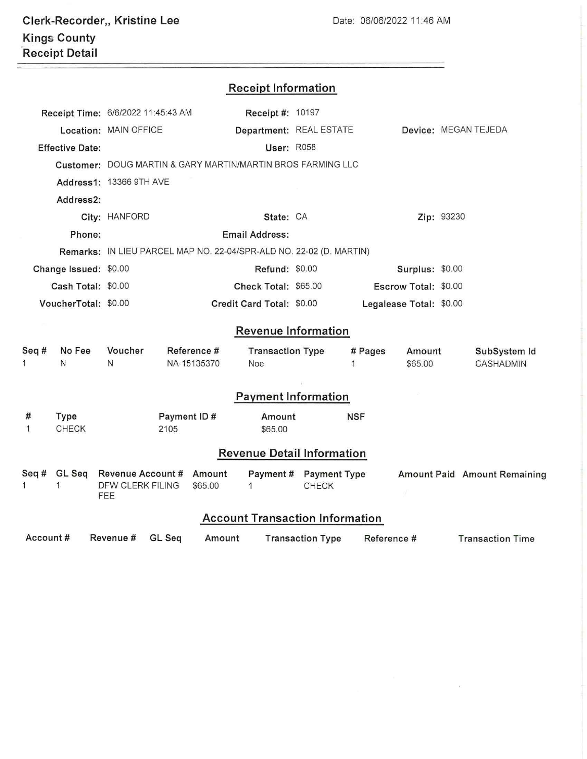**Clerk-Recorder,, Kristine Lee**
**Kings County**
**Receipt Detail**

Date: 06/06/2022 11:46 AM

## Receipt Information

| | | | | | |
|---|---|---|---|---|---|
| **Receipt Time:** | 6/6/2022 11:45:43 AM | **Receipt #:** | 10197 | | |
| **Location:** | MAIN OFFICE | **Department:** | REAL ESTATE | **Device:** | MEGAN TEJEDA |
| **Effective Date:** | | **User:** | R058 | | |
| **Customer:** | DOUG MARTIN & GARY MARTIN/MARTIN BROS FARMING LLC | | | | |
| **Address1:** | 13366 9TH AVE | | | | |
| **Address2:** | | | | | |
| **City:** | HANFORD | **State:** | CA | **Zip:** | 93230 |
| **Phone:** | | **Email Address:** | | | |
| **Remarks:** | IN LIEU PARCEL MAP NO. 22-04/SPR-ALD NO. 22-02 (D. MARTIN) | | | | |
| **Change Issued:** | $0.00 | **Refund:** | $0.00 | **Surplus:** | $0.00 |
| **Cash Total:** | $0.00 | **Check Total:** | $65.00 | **Escrow Total:** | $0.00 |
| **VoucherTotal:** | $0.00 | **Credit Card Total:** | $0.00 | **Legalease Total:** | $0.00 |

## Revenue Information

| Seq # | No Fee | Voucher | Reference # | Transaction Type | # Pages | Amount | SubSystem Id |
|---|---|---|---|---|---|---|---|
| 1 | N | N | NA-15135370 | Noe | 1 | $65.00 | CASHADMIN |

## Payment Information

| # | Type | Payment ID # | Amount | NSF |
|---|---|---|---|---|
| 1 | CHECK | 2105 | $65.00 | |

## Revenue Detail Information

| Seq # | GL Seq | Revenue Account # | Amount | Payment # | Payment Type | Amount Paid | Amount Remaining |
|---|---|---|---|---|---|---|---|
| 1 | 1 | DFW CLERK FILING FEE | $65.00 | 1 | CHECK | | |

## Account Transaction Information

| Account # | Revenue # | GL Seq | Amount | Transaction Type | Reference # | Transaction Time |
|---|---|---|---|---|---|---|